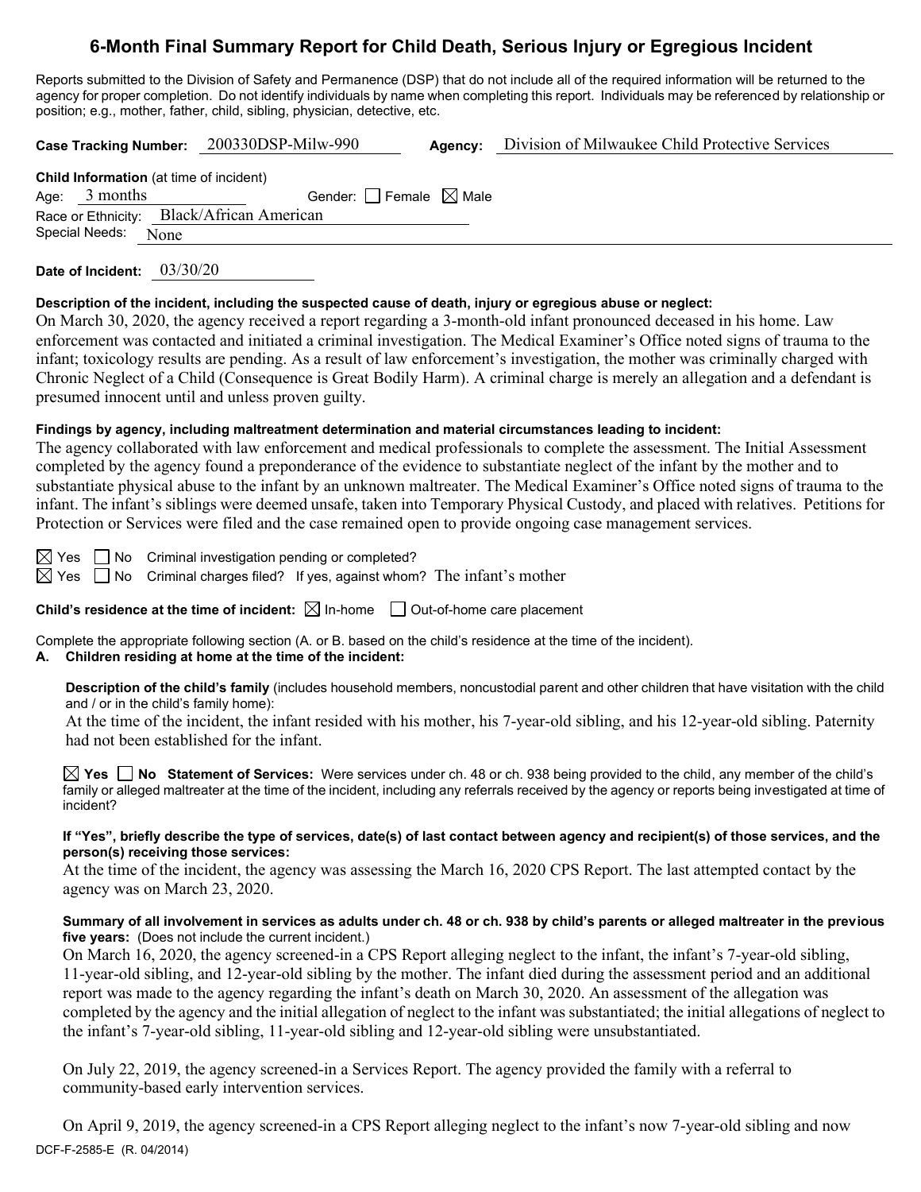# 6-Month Final Summary Report for Child Death, Serious Injury or Egregious Incident

Reports submitted to the Division of Safety and Permanence (DSP) that do not include all of the required information will be returned to the agency for proper completion. Do not identify individuals by name when completing this report. Individuals may be referenced by relationship or position; e.g., mother, father, child, sibling, physician, detective, etc.

**Case Tracking Number:** 200330DSP-Milw-990 **Agency:** Division of Milwaukee Child Protective Services

**Child Information** (at time of incident)
Age: 3 months Gender: ☐ Female ☒ Male
Race or Ethnicity: Black/African American
Special Needs: None

**Date of Incident:** 03/30/20

**Description of the incident, including the suspected cause of death, injury or egregious abuse or neglect:**
On March 30, 2020, the agency received a report regarding a 3-month-old infant pronounced deceased in his home. Law enforcement was contacted and initiated a criminal investigation. The Medical Examiner's Office noted signs of trauma to the infant; toxicology results are pending. As a result of law enforcement's investigation, the mother was criminally charged with Chronic Neglect of a Child (Consequence is Great Bodily Harm). A criminal charge is merely an allegation and a defendant is presumed innocent until and unless proven guilty.

**Findings by agency, including maltreatment determination and material circumstances leading to incident:**
The agency collaborated with law enforcement and medical professionals to complete the assessment. The Initial Assessment completed by the agency found a preponderance of the evidence to substantiate neglect of the infant by the mother and to substantiate physical abuse to the infant by an unknown maltreater. The Medical Examiner's Office noted signs of trauma to the infant. The infant's siblings were deemed unsafe, taken into Temporary Physical Custody, and placed with relatives. Petitions for Protection or Services were filed and the case remained open to provide ongoing case management services.

☒ Yes ☐ No Criminal investigation pending or completed?
☒ Yes ☐ No Criminal charges filed? If yes, against whom? The infant's mother

**Child's residence at the time of incident:** ☒ In-home ☐ Out-of-home care placement

Complete the appropriate following section (A. or B. based on the child's residence at the time of the incident).

**A. Children residing at home at the time of the incident:**

**Description of the child's family** (includes household members, noncustodial parent and other children that have visitation with the child and / or in the child's family home):
At the time of the incident, the infant resided with his mother, his 7-year-old sibling, and his 12-year-old sibling. Paternity had not been established for the infant.

☒ **Yes** ☐ **No Statement of Services:** Were services under ch. 48 or ch. 938 being provided to the child, any member of the child's family or alleged maltreater at the time of the incident, including any referrals received by the agency or reports being investigated at time of incident?

**If "Yes", briefly describe the type of services, date(s) of last contact between agency and recipient(s) of those services, and the person(s) receiving those services:**
At the time of the incident, the agency was assessing the March 16, 2020 CPS Report. The last attempted contact by the agency was on March 23, 2020.

**Summary of all involvement in services as adults under ch. 48 or ch. 938 by child's parents or alleged maltreater in the previous five years:** (Does not include the current incident.)
On March 16, 2020, the agency screened-in a CPS Report alleging neglect to the infant, the infant's 7-year-old sibling, 11-year-old sibling, and 12-year-old sibling by the mother. The infant died during the assessment period and an additional report was made to the agency regarding the infant's death on March 30, 2020. An assessment of the allegation was completed by the agency and the initial allegation of neglect to the infant was substantiated; the initial allegations of neglect to the infant's 7-year-old sibling, 11-year-old sibling and 12-year-old sibling were unsubstantiated.

On July 22, 2019, the agency screened-in a Services Report. The agency provided the family with a referral to community-based early intervention services.

On April 9, 2019, the agency screened-in a CPS Report alleging neglect to the infant's now 7-year-old sibling and now

DCF-F-2585-E (R. 04/2014)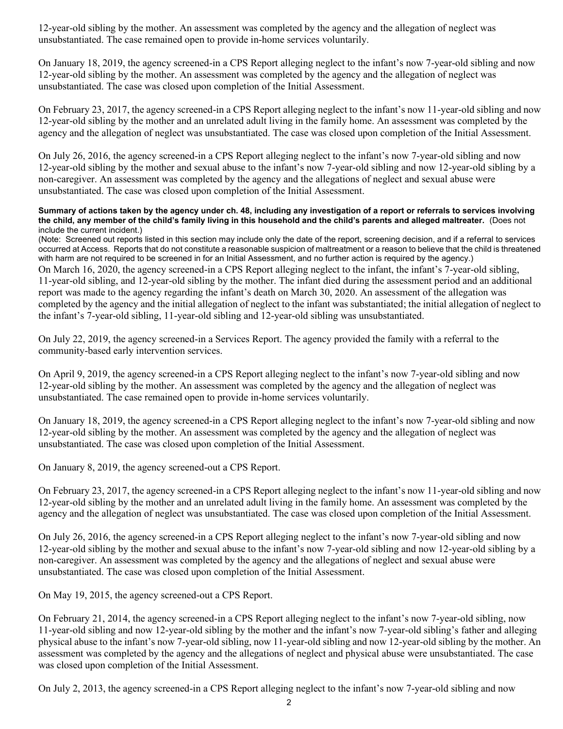12-year-old sibling by the mother. An assessment was completed by the agency and the allegation of neglect was unsubstantiated. The case remained open to provide in-home services voluntarily.

On January 18, 2019, the agency screened-in a CPS Report alleging neglect to the infant's now 7-year-old sibling and now 12-year-old sibling by the mother. An assessment was completed by the agency and the allegation of neglect was unsubstantiated. The case was closed upon completion of the Initial Assessment.

On February 23, 2017, the agency screened-in a CPS Report alleging neglect to the infant's now 11-year-old sibling and now 12-year-old sibling by the mother and an unrelated adult living in the family home. An assessment was completed by the agency and the allegation of neglect was unsubstantiated. The case was closed upon completion of the Initial Assessment.

On July 26, 2016, the agency screened-in a CPS Report alleging neglect to the infant's now 7-year-old sibling and now 12-year-old sibling by the mother and sexual abuse to the infant's now 7-year-old sibling and now 12-year-old sibling by a non-caregiver. An assessment was completed by the agency and the allegations of neglect and sexual abuse were unsubstantiated. The case was closed upon completion of the Initial Assessment.

**Summary of actions taken by the agency under ch. 48, including any investigation of a report or referrals to services involving the child, any member of the child's family living in this household and the child's parents and alleged maltreater.** (Does not include the current incident.)

(Note: Screened out reports listed in this section may include only the date of the report, screening decision, and if a referral to services occurred at Access. Reports that do not constitute a reasonable suspicion of maltreatment or a reason to believe that the child is threatened with harm are not required to be screened in for an Initial Assessment, and no further action is required by the agency.)

On March 16, 2020, the agency screened-in a CPS Report alleging neglect to the infant, the infant's 7-year-old sibling, 11-year-old sibling, and 12-year-old sibling by the mother. The infant died during the assessment period and an additional report was made to the agency regarding the infant's death on March 30, 2020. An assessment of the allegation was completed by the agency and the initial allegation of neglect to the infant was substantiated; the initial allegation of neglect to the infant's 7-year-old sibling, 11-year-old sibling and 12-year-old sibling was unsubstantiated.

On July 22, 2019, the agency screened-in a Services Report. The agency provided the family with a referral to the community-based early intervention services.

On April 9, 2019, the agency screened-in a CPS Report alleging neglect to the infant's now 7-year-old sibling and now 12-year-old sibling by the mother. An assessment was completed by the agency and the allegation of neglect was unsubstantiated. The case remained open to provide in-home services voluntarily.

On January 18, 2019, the agency screened-in a CPS Report alleging neglect to the infant's now 7-year-old sibling and now 12-year-old sibling by the mother. An assessment was completed by the agency and the allegation of neglect was unsubstantiated. The case was closed upon completion of the Initial Assessment.

On January 8, 2019, the agency screened-out a CPS Report.

On February 23, 2017, the agency screened-in a CPS Report alleging neglect to the infant's now 11-year-old sibling and now 12-year-old sibling by the mother and an unrelated adult living in the family home. An assessment was completed by the agency and the allegation of neglect was unsubstantiated. The case was closed upon completion of the Initial Assessment.

On July 26, 2016, the agency screened-in a CPS Report alleging neglect to the infant's now 7-year-old sibling and now 12-year-old sibling by the mother and sexual abuse to the infant's now 7-year-old sibling and now 12-year-old sibling by a non-caregiver. An assessment was completed by the agency and the allegations of neglect and sexual abuse were unsubstantiated. The case was closed upon completion of the Initial Assessment.

On May 19, 2015, the agency screened-out a CPS Report.

On February 21, 2014, the agency screened-in a CPS Report alleging neglect to the infant's now 7-year-old sibling, now 11-year-old sibling and now 12-year-old sibling by the mother and the infant's now 7-year-old sibling's father and alleging physical abuse to the infant's now 7-year-old sibling, now 11-year-old sibling and now 12-year-old sibling by the mother. An assessment was completed by the agency and the allegations of neglect and physical abuse were unsubstantiated. The case was closed upon completion of the Initial Assessment.

On July 2, 2013, the agency screened-in a CPS Report alleging neglect to the infant's now 7-year-old sibling and now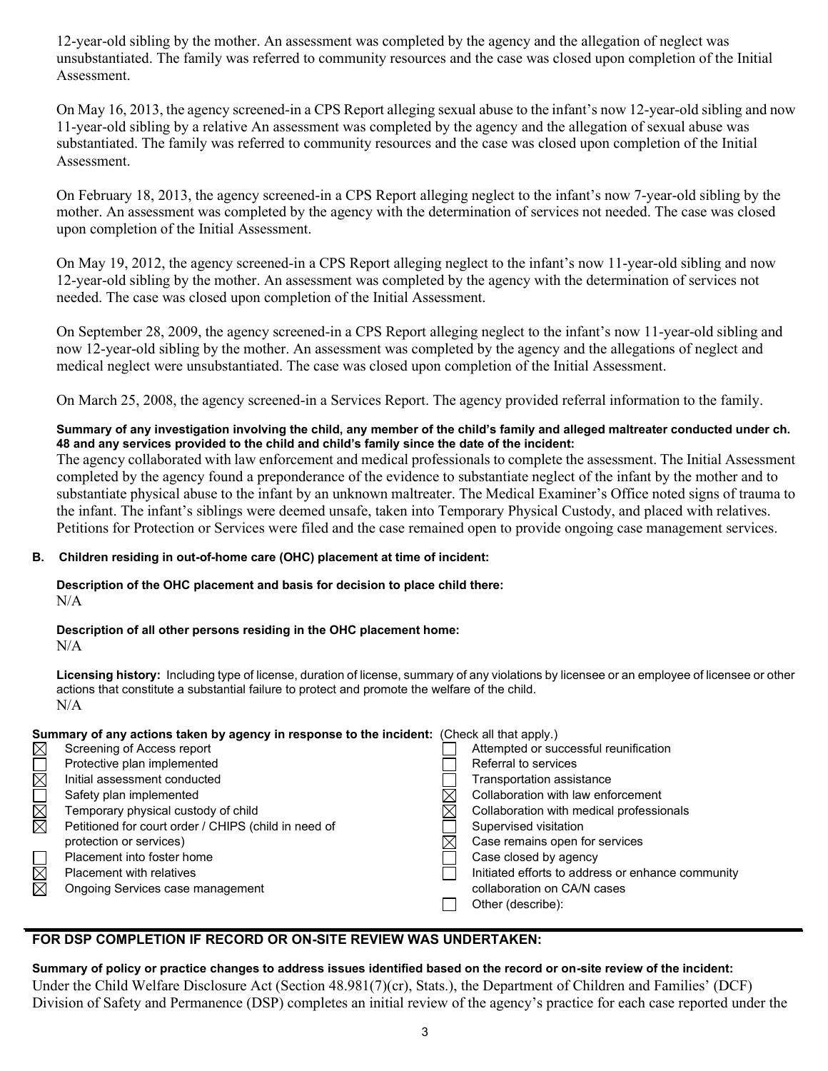12-year-old sibling by the mother. An assessment was completed by the agency and the allegation of neglect was unsubstantiated. The family was referred to community resources and the case was closed upon completion of the Initial Assessment.

On May 16, 2013, the agency screened-in a CPS Report alleging sexual abuse to the infant's now 12-year-old sibling and now 11-year-old sibling by a relative An assessment was completed by the agency and the allegation of sexual abuse was substantiated. The family was referred to community resources and the case was closed upon completion of the Initial Assessment.

On February 18, 2013, the agency screened-in a CPS Report alleging neglect to the infant's now 7-year-old sibling by the mother. An assessment was completed by the agency with the determination of services not needed. The case was closed upon completion of the Initial Assessment.

On May 19, 2012, the agency screened-in a CPS Report alleging neglect to the infant's now 11-year-old sibling and now 12-year-old sibling by the mother. An assessment was completed by the agency with the determination of services not needed. The case was closed upon completion of the Initial Assessment.

On September 28, 2009, the agency screened-in a CPS Report alleging neglect to the infant's now 11-year-old sibling and now 12-year-old sibling by the mother. An assessment was completed by the agency and the allegations of neglect and medical neglect were unsubstantiated. The case was closed upon completion of the Initial Assessment.

On March 25, 2008, the agency screened-in a Services Report. The agency provided referral information to the family.

**Summary of any investigation involving the child, any member of the child's family and alleged maltreater conducted under ch. 48 and any services provided to the child and child's family since the date of the incident:**

The agency collaborated with law enforcement and medical professionals to complete the assessment. The Initial Assessment completed by the agency found a preponderance of the evidence to substantiate neglect of the infant by the mother and to substantiate physical abuse to the infant by an unknown maltreater. The Medical Examiner's Office noted signs of trauma to the infant. The infant's siblings were deemed unsafe, taken into Temporary Physical Custody, and placed with relatives. Petitions for Protection or Services were filed and the case remained open to provide ongoing case management services.

**B. Children residing in out-of-home care (OHC) placement at time of incident:**

**Description of the OHC placement and basis for decision to place child there:**
N/A

**Description of all other persons residing in the OHC placement home:**
N/A

**Licensing history:** Including type of license, duration of license, summary of any violations by licensee or an employee of licensee or other actions that constitute a substantial failure to protect and promote the welfare of the child.
N/A

**Summary of any actions taken by agency in response to the incident:** (Check all that apply.)

- ☒ Screening of Access report
- ☐ Protective plan implemented
- ☒ Initial assessment conducted
- ☐ Safety plan implemented
- ☒ Temporary physical custody of child
- ☒ Petitioned for court order / CHIPS (child in need of protection or services)
- ☐ Placement into foster home
- ☒ Placement with relatives
- ☒ Ongoing Services case management
- ☐ Attempted or successful reunification
- ☐ Referral to services
- ☐ Transportation assistance
- ☒ Collaboration with law enforcement
- ☒ Collaboration with medical professionals
- ☐ Supervised visitation
- ☒ Case remains open for services
- ☐ Case closed by agency
- ☐ Initiated efforts to address or enhance community collaboration on CA/N cases
- ☐ Other (describe):

## FOR DSP COMPLETION IF RECORD OR ON-SITE REVIEW WAS UNDERTAKEN:

**Summary of policy or practice changes to address issues identified based on the record or on-site review of the incident:**

Under the Child Welfare Disclosure Act (Section 48.981(7)(cr), Stats.), the Department of Children and Families' (DCF) Division of Safety and Permanence (DSP) completes an initial review of the agency's practice for each case reported under the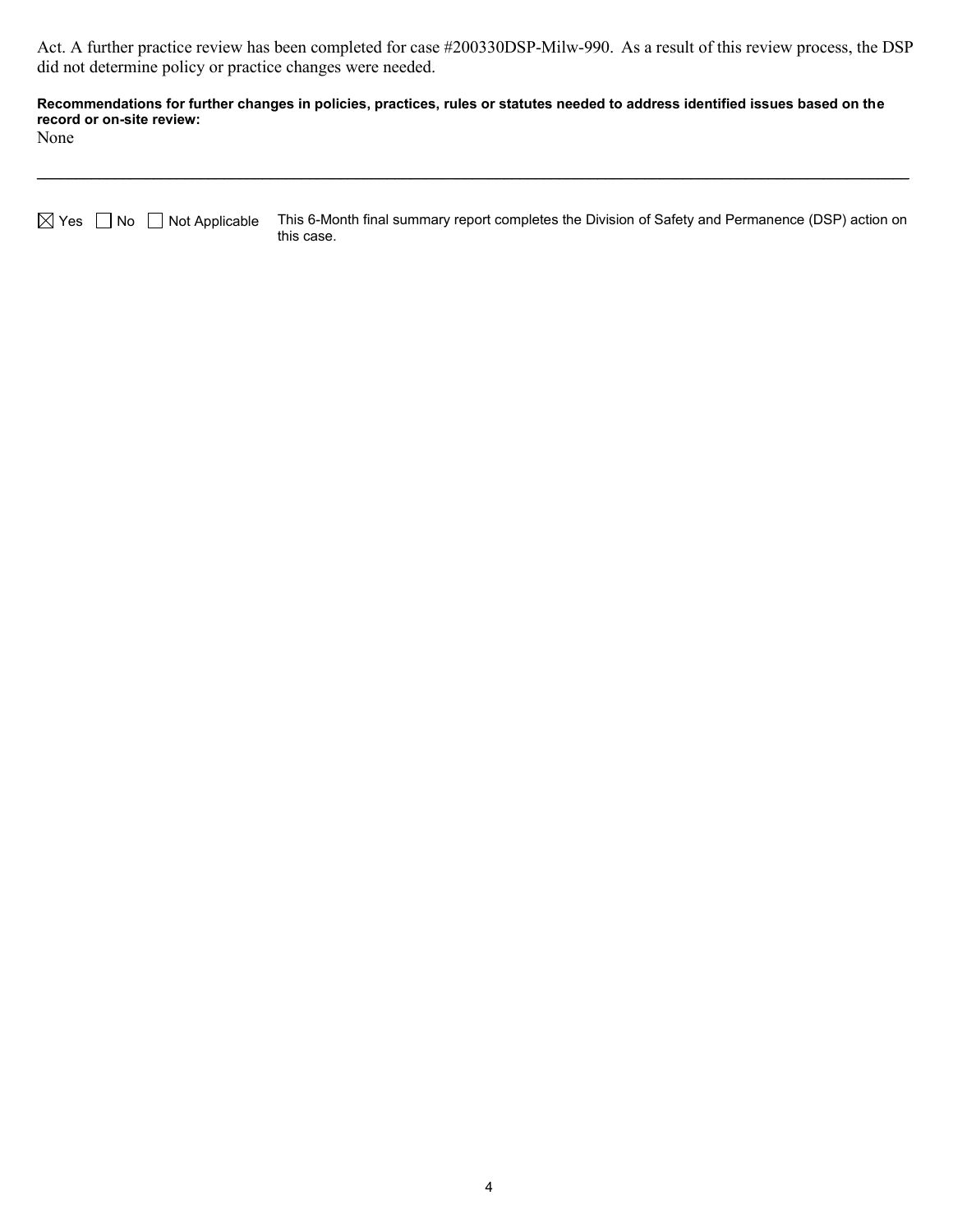Act. A further practice review has been completed for case #200330DSP-Milw-990. As a result of this review process, the DSP did not determine policy or practice changes were needed.

**Recommendations for further changes in policies, practices, rules or statutes needed to address identified issues based on the record or on-site review:**

None

---

☒ Yes ☐ No ☐ Not Applicable This 6-Month final summary report completes the Division of Safety and Permanence (DSP) action on this case.